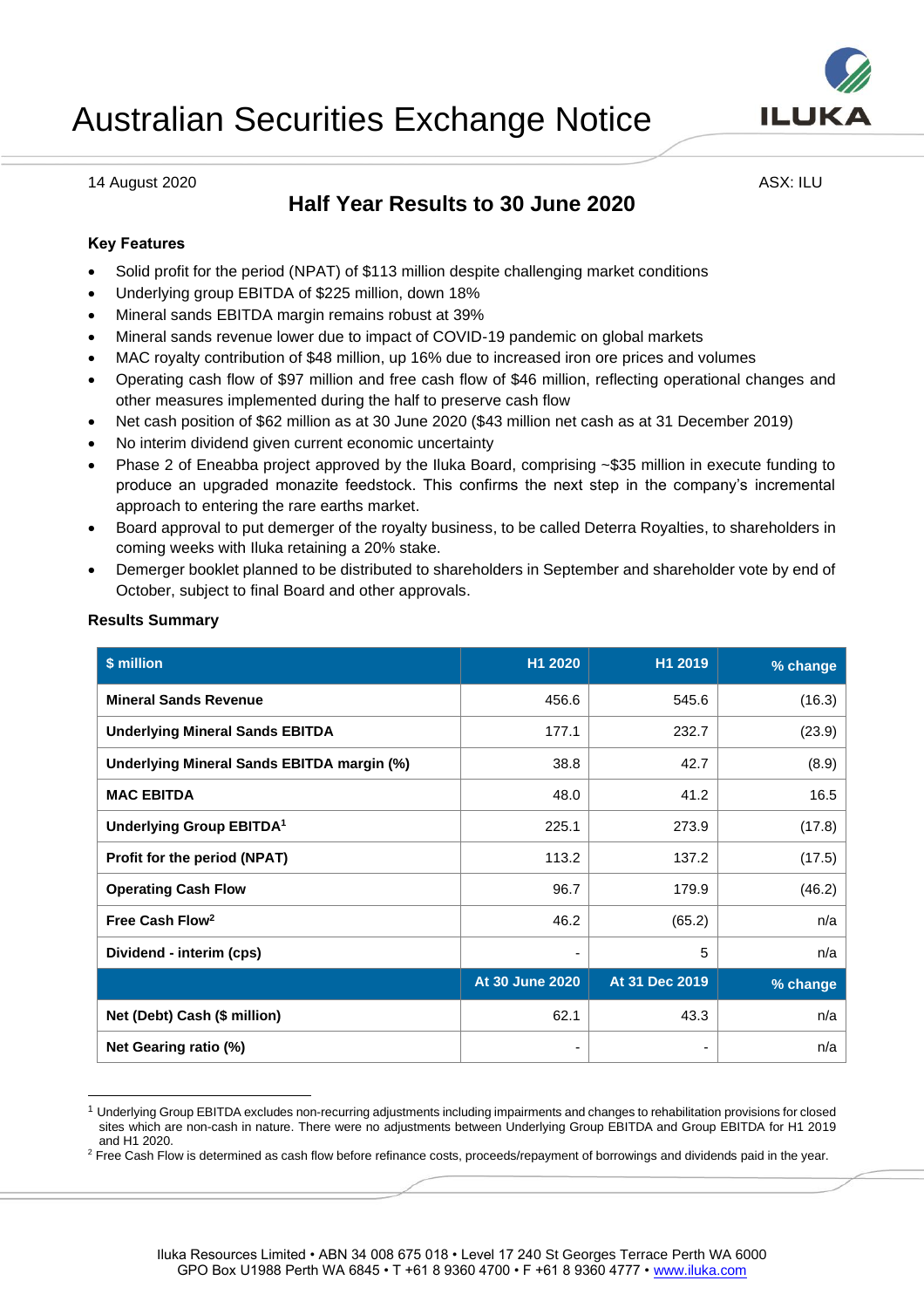# Australian Securities Exchange Notice

14 August 2020

ASX: ILU

## Half Year Results to 30 June 2020

### Key Features

- Solid profit for the period (NPAT) of $113 million despite challenging market conditions
- Underlying group EBITDA of $225 million, down 18%
- Mineral sands EBITDA margin remains robust at 39%
- Mineral sands revenue lower due to impact of COVID-19 pandemic on global markets
- MAC royalty contribution of $48 million, up 16% due to increased iron ore prices and volumes
- Operating cash flow of $97 million and free cash flow of $46 million, reflecting operational changes and other measures implemented during the half to preserve cash flow
- Net cash position of $62 million as at 30 June 2020 ($43 million net cash as at 31 December 2019)
- No interim dividend given current economic uncertainty
- Phase 2 of Eneabba project approved by the Iluka Board, comprising ~$35 million in execute funding to produce an upgraded monazite feedstock. This confirms the next step in the company's incremental approach to entering the rare earths market.
- Board approval to put demerger of the royalty business, to be called Deterra Royalties, to shareholders in coming weeks with Iluka retaining a 20% stake.
- Demerger booklet planned to be distributed to shareholders in September and shareholder vote by end of October, subject to final Board and other approvals.

### Results Summary

| $ million | H1 2020 | H1 2019 | % change |
|---|---|---|---|
| **Mineral Sands Revenue** | 456.6 | 545.6 | (16.3) |
| **Underlying Mineral Sands EBITDA** | 177.1 | 232.7 | (23.9) |
| **Underlying Mineral Sands EBITDA margin (%)** | 38.8 | 42.7 | (8.9) |
| **MAC EBITDA** | 48.0 | 41.2 | 16.5 |
| **Underlying Group EBITDA[1]** | 225.1 | 273.9 | (17.8) |
| **Profit for the period (NPAT)** | 113.2 | 137.2 | (17.5) |
| **Operating Cash Flow** | 96.7 | 179.9 | (46.2) |
| **Free Cash Flow[2]** | 46.2 | (65.2) | n/a |
| **Dividend - interim (cps)** | - | 5 | n/a |
| | **At 30 June 2020** | **At 31 Dec 2019** | **% change** |
| **Net (Debt) Cash ($ million)** | 62.1 | 43.3 | n/a |
| **Net Gearing ratio (%)** | - | - | n/a |

[1] Underlying Group EBITDA excludes non-recurring adjustments including impairments and changes to rehabilitation provisions for closed sites which are non-cash in nature. There were no adjustments between Underlying Group EBITDA and Group EBITDA for H1 2019 and H1 2020.

[2] Free Cash Flow is determined as cash flow before refinance costs, proceeds/repayment of borrowings and dividends paid in the year.

Iluka Resources Limited • ABN 34 008 675 018 • Level 17 240 St Georges Terrace Perth WA 6000
GPO Box U1988 Perth WA 6845 • T +61 8 9360 4700 • F +61 8 9360 4777 • www.iluka.com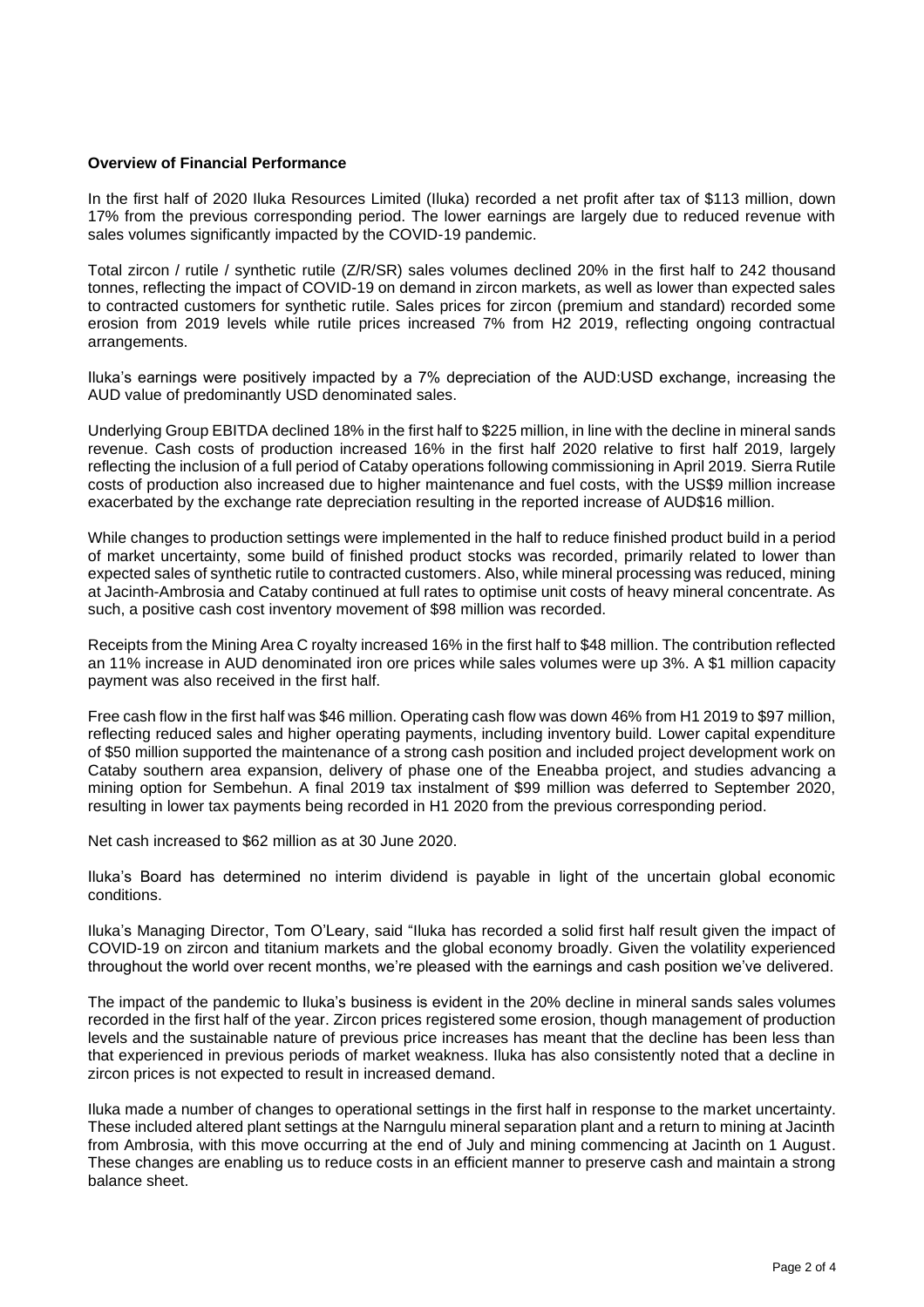**Overview of Financial Performance**

In the first half of 2020 Iluka Resources Limited (Iluka) recorded a net profit after tax of $113 million, down 17% from the previous corresponding period. The lower earnings are largely due to reduced revenue with sales volumes significantly impacted by the COVID-19 pandemic.

Total zircon / rutile / synthetic rutile (Z/R/SR) sales volumes declined 20% in the first half to 242 thousand tonnes, reflecting the impact of COVID-19 on demand in zircon markets, as well as lower than expected sales to contracted customers for synthetic rutile. Sales prices for zircon (premium and standard) recorded some erosion from 2019 levels while rutile prices increased 7% from H2 2019, reflecting ongoing contractual arrangements.

Iluka's earnings were positively impacted by a 7% depreciation of the AUD:USD exchange, increasing the AUD value of predominantly USD denominated sales.

Underlying Group EBITDA declined 18% in the first half to $225 million, in line with the decline in mineral sands revenue. Cash costs of production increased 16% in the first half 2020 relative to first half 2019, largely reflecting the inclusion of a full period of Cataby operations following commissioning in April 2019. Sierra Rutile costs of production also increased due to higher maintenance and fuel costs, with the US$9 million increase exacerbated by the exchange rate depreciation resulting in the reported increase of AUD$16 million.

While changes to production settings were implemented in the half to reduce finished product build in a period of market uncertainty, some build of finished product stocks was recorded, primarily related to lower than expected sales of synthetic rutile to contracted customers. Also, while mineral processing was reduced, mining at Jacinth-Ambrosia and Cataby continued at full rates to optimise unit costs of heavy mineral concentrate. As such, a positive cash cost inventory movement of $98 million was recorded.

Receipts from the Mining Area C royalty increased 16% in the first half to $48 million. The contribution reflected an 11% increase in AUD denominated iron ore prices while sales volumes were up 3%. A $1 million capacity payment was also received in the first half.

Free cash flow in the first half was $46 million. Operating cash flow was down 46% from H1 2019 to $97 million, reflecting reduced sales and higher operating payments, including inventory build. Lower capital expenditure of $50 million supported the maintenance of a strong cash position and included project development work on Cataby southern area expansion, delivery of phase one of the Eneabba project, and studies advancing a mining option for Sembehun. A final 2019 tax instalment of $99 million was deferred to September 2020, resulting in lower tax payments being recorded in H1 2020 from the previous corresponding period.

Net cash increased to $62 million as at 30 June 2020.

Iluka's Board has determined no interim dividend is payable in light of the uncertain global economic conditions.

Iluka's Managing Director, Tom O'Leary, said "Iluka has recorded a solid first half result given the impact of COVID-19 on zircon and titanium markets and the global economy broadly. Given the volatility experienced throughout the world over recent months, we're pleased with the earnings and cash position we've delivered.

The impact of the pandemic to Iluka's business is evident in the 20% decline in mineral sands sales volumes recorded in the first half of the year. Zircon prices registered some erosion, though management of production levels and the sustainable nature of previous price increases has meant that the decline has been less than that experienced in previous periods of market weakness. Iluka has also consistently noted that a decline in zircon prices is not expected to result in increased demand.

Iluka made a number of changes to operational settings in the first half in response to the market uncertainty. These included altered plant settings at the Narngulu mineral separation plant and a return to mining at Jacinth from Ambrosia, with this move occurring at the end of July and mining commencing at Jacinth on 1 August. These changes are enabling us to reduce costs in an efficient manner to preserve cash and maintain a strong balance sheet.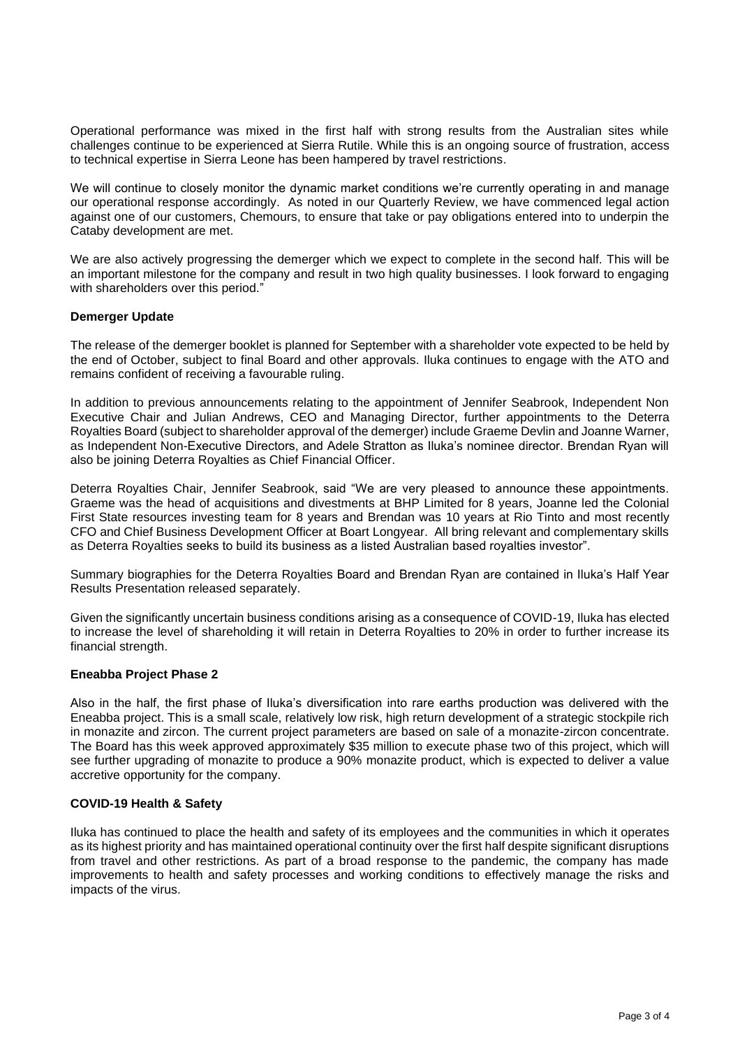Operational performance was mixed in the first half with strong results from the Australian sites while challenges continue to be experienced at Sierra Rutile. While this is an ongoing source of frustration, access to technical expertise in Sierra Leone has been hampered by travel restrictions.

We will continue to closely monitor the dynamic market conditions we're currently operating in and manage our operational response accordingly. As noted in our Quarterly Review, we have commenced legal action against one of our customers, Chemours, to ensure that take or pay obligations entered into to underpin the Cataby development are met.

We are also actively progressing the demerger which we expect to complete in the second half. This will be an important milestone for the company and result in two high quality businesses. I look forward to engaging with shareholders over this period."

**Demerger Update**

The release of the demerger booklet is planned for September with a shareholder vote expected to be held by the end of October, subject to final Board and other approvals. Iluka continues to engage with the ATO and remains confident of receiving a favourable ruling.

In addition to previous announcements relating to the appointment of Jennifer Seabrook, Independent Non Executive Chair and Julian Andrews, CEO and Managing Director, further appointments to the Deterra Royalties Board (subject to shareholder approval of the demerger) include Graeme Devlin and Joanne Warner, as Independent Non-Executive Directors, and Adele Stratton as Iluka's nominee director. Brendan Ryan will also be joining Deterra Royalties as Chief Financial Officer.

Deterra Royalties Chair, Jennifer Seabrook, said "We are very pleased to announce these appointments. Graeme was the head of acquisitions and divestments at BHP Limited for 8 years, Joanne led the Colonial First State resources investing team for 8 years and Brendan was 10 years at Rio Tinto and most recently CFO and Chief Business Development Officer at Boart Longyear. All bring relevant and complementary skills as Deterra Royalties seeks to build its business as a listed Australian based royalties investor".

Summary biographies for the Deterra Royalties Board and Brendan Ryan are contained in Iluka's Half Year Results Presentation released separately.

Given the significantly uncertain business conditions arising as a consequence of COVID-19, Iluka has elected to increase the level of shareholding it will retain in Deterra Royalties to 20% in order to further increase its financial strength.

**Eneabba Project Phase 2**

Also in the half, the first phase of Iluka's diversification into rare earths production was delivered with the Eneabba project. This is a small scale, relatively low risk, high return development of a strategic stockpile rich in monazite and zircon. The current project parameters are based on sale of a monazite-zircon concentrate. The Board has this week approved approximately $35 million to execute phase two of this project, which will see further upgrading of monazite to produce a 90% monazite product, which is expected to deliver a value accretive opportunity for the company.

**COVID-19 Health & Safety**

Iluka has continued to place the health and safety of its employees and the communities in which it operates as its highest priority and has maintained operational continuity over the first half despite significant disruptions from travel and other restrictions. As part of a broad response to the pandemic, the company has made improvements to health and safety processes and working conditions to effectively manage the risks and impacts of the virus.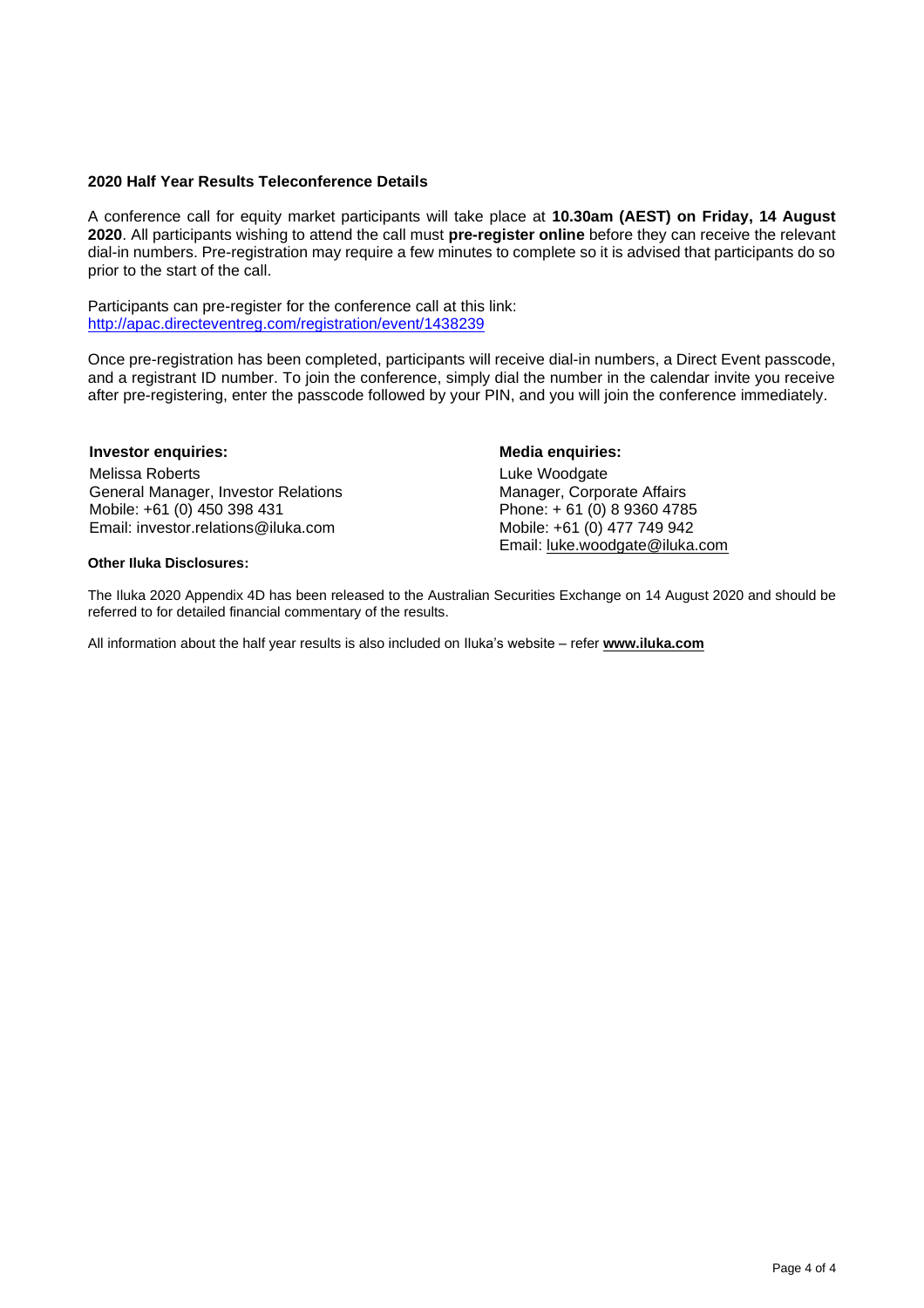### 2020 Half Year Results Teleconference Details

A conference call for equity market participants will take place at **10.30am (AEST) on Friday, 14 August 2020**. All participants wishing to attend the call must **pre-register online** before they can receive the relevant dial-in numbers. Pre-registration may require a few minutes to complete so it is advised that participants do so prior to the start of the call.

Participants can pre-register for the conference call at this link:
http://apac.directeventreg.com/registration/event/1438239

Once pre-registration has been completed, participants will receive dial-in numbers, a Direct Event passcode, and a registrant ID number. To join the conference, simply dial the number in the calendar invite you receive after pre-registering, enter the passcode followed by your PIN, and you will join the conference immediately.

**Investor enquiries:**

Melissa Roberts
General Manager, Investor Relations
Mobile: +61 (0) 450 398 431
Email: investor.relations@iluka.com

**Media enquiries:**

Luke Woodgate
Manager, Corporate Affairs
Phone: + 61 (0) 8 9360 4785
Mobile: +61 (0) 477 749 942
Email: luke.woodgate@iluka.com

**Other Iluka Disclosures:**

The Iluka 2020 Appendix 4D has been released to the Australian Securities Exchange on 14 August 2020 and should be referred to for detailed financial commentary of the results.

All information about the half year results is also included on Iluka's website – refer **www.iluka.com**